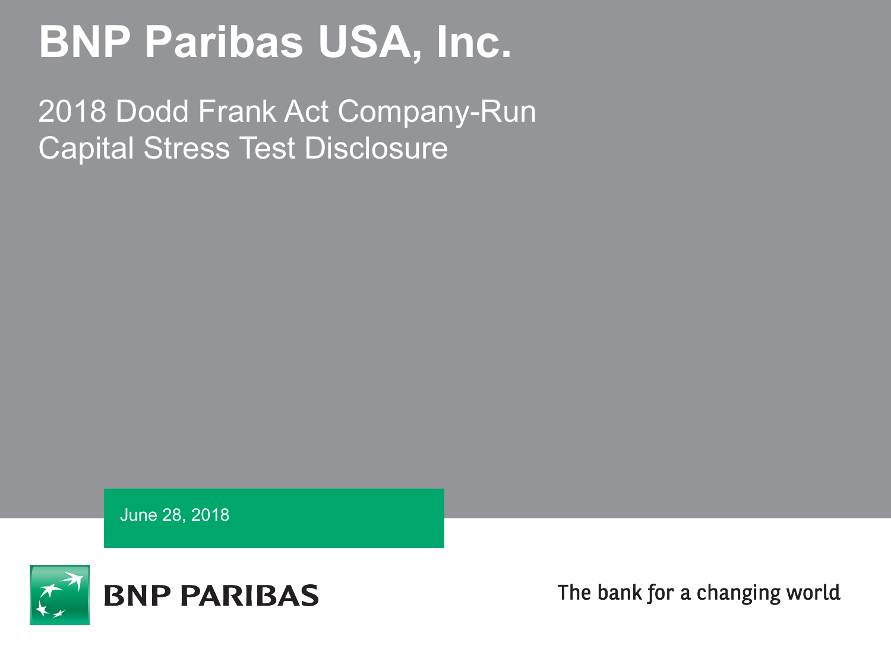# BNP Paribas USA, Inc.

## 2018 Dodd Frank Act Company-Run Capital Stress Test Disclosure

June 28, 2018

BNP PARIBAS

The bank for a changing world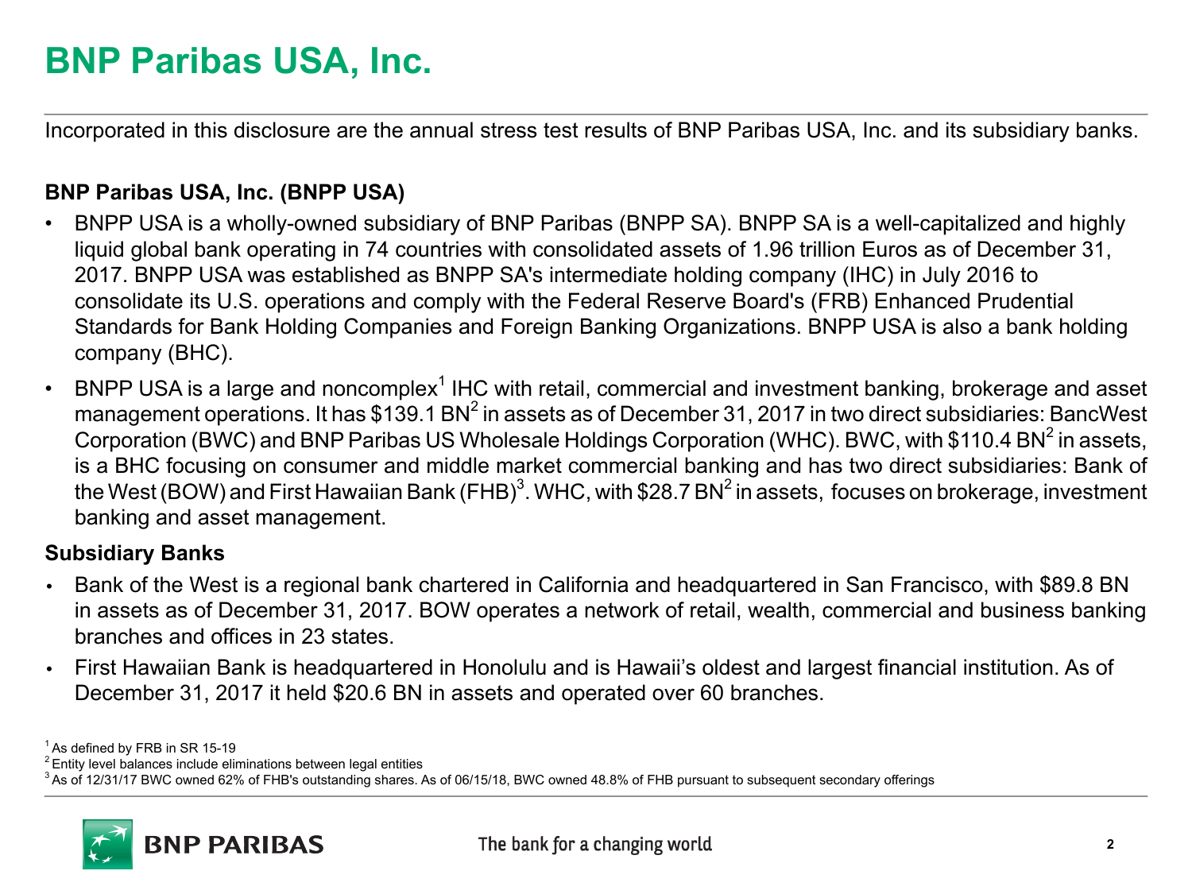# BNP Paribas USA, Inc.

Incorporated in this disclosure are the annual stress test results of BNP Paribas USA, Inc. and its subsidiary banks.

### BNP Paribas USA, Inc. (BNPP USA)

- BNPP USA is a wholly-owned subsidiary of BNP Paribas (BNPP SA). BNPP SA is a well-capitalized and highly liquid global bank operating in 74 countries with consolidated assets of 1.96 trillion Euros as of December 31, 2017. BNPP USA was established as BNPP SA's intermediate holding company (IHC) in July 2016 to consolidate its U.S. operations and comply with the Federal Reserve Board's (FRB) Enhanced Prudential Standards for Bank Holding Companies and Foreign Banking Organizations. BNPP USA is also a bank holding company (BHC).
- BNPP USA is a large and noncomplex[1] IHC with retail, commercial and investment banking, brokerage and asset management operations. It has $139.1 BN[2] in assets as of December 31, 2017 in two direct subsidiaries: BancWest Corporation (BWC) and BNP Paribas US Wholesale Holdings Corporation (WHC). BWC, with $110.4 BN[2] in assets, is a BHC focusing on consumer and middle market commercial banking and has two direct subsidiaries: Bank of the West (BOW) and First Hawaiian Bank (FHB)[3]. WHC, with $28.7 BN[2] in assets, focuses on brokerage, investment banking and asset management.

### Subsidiary Banks

- Bank of the West is a regional bank chartered in California and headquartered in San Francisco, with $89.8 BN in assets as of December 31, 2017. BOW operates a network of retail, wealth, commercial and business banking branches and offices in 23 states.
- First Hawaiian Bank is headquartered in Honolulu and is Hawaii's oldest and largest financial institution. As of December 31, 2017 it held $20.6 BN in assets and operated over 60 branches.

[1] As defined by FRB in SR 15-19
[2] Entity level balances include eliminations between legal entities
[3] As of 12/31/17 BWC owned 62% of FHB's outstanding shares. As of 06/15/18, BWC owned 48.8% of FHB pursuant to subsequent secondary offerings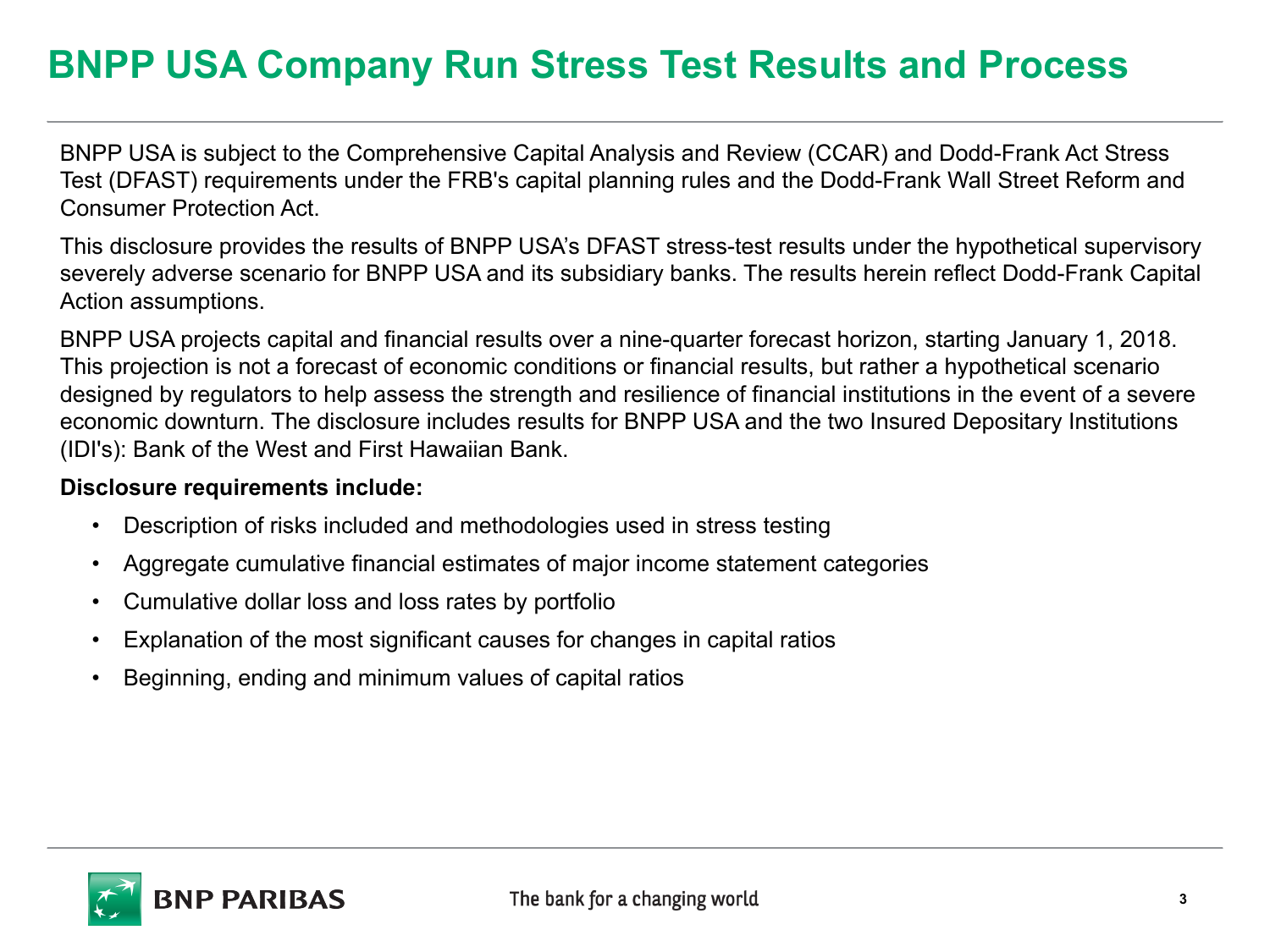# BNPP USA Company Run Stress Test Results and Process

BNPP USA is subject to the Comprehensive Capital Analysis and Review (CCAR) and Dodd-Frank Act Stress Test (DFAST) requirements under the FRB's capital planning rules and the Dodd-Frank Wall Street Reform and Consumer Protection Act.

This disclosure provides the results of BNPP USA's DFAST stress-test results under the hypothetical supervisory severely adverse scenario for BNPP USA and its subsidiary banks. The results herein reflect Dodd-Frank Capital Action assumptions.

BNPP USA projects capital and financial results over a nine-quarter forecast horizon, starting January 1, 2018. This projection is not a forecast of economic conditions or financial results, but rather a hypothetical scenario designed by regulators to help assess the strength and resilience of financial institutions in the event of a severe economic downturn. The disclosure includes results for BNPP USA and the two Insured Depositary Institutions (IDI's): Bank of the West and First Hawaiian Bank.

**Disclosure requirements include:**

- Description of risks included and methodologies used in stress testing
- Aggregate cumulative financial estimates of major income statement categories
- Cumulative dollar loss and loss rates by portfolio
- Explanation of the most significant causes for changes in capital ratios
- Beginning, ending and minimum values of capital ratios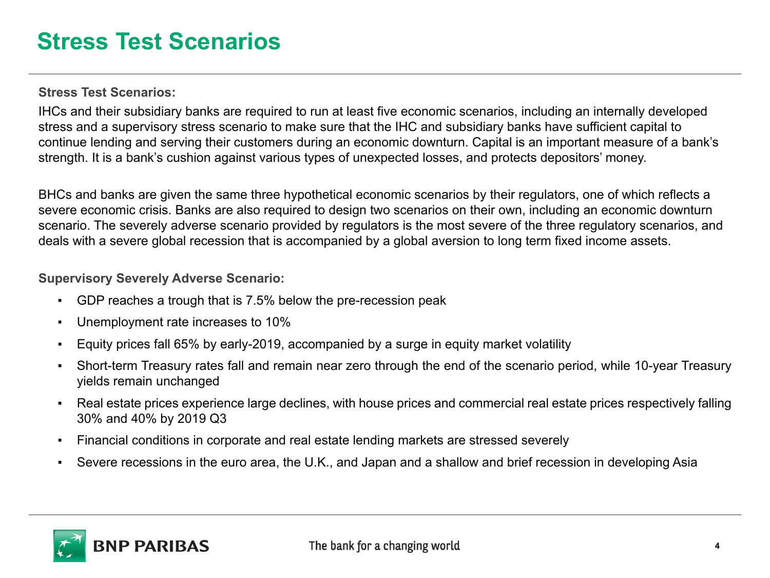# Stress Test Scenarios

**Stress Test Scenarios:**

IHCs and their subsidiary banks are required to run at least five economic scenarios, including an internally developed stress and a supervisory stress scenario to make sure that the IHC and subsidiary banks have sufficient capital to continue lending and serving their customers during an economic downturn. Capital is an important measure of a bank's strength. It is a bank's cushion against various types of unexpected losses, and protects depositors' money.

BHCs and banks are given the same three hypothetical economic scenarios by their regulators, one of which reflects a severe economic crisis. Banks are also required to design two scenarios on their own, including an economic downturn scenario. The severely adverse scenario provided by regulators is the most severe of the three regulatory scenarios, and deals with a severe global recession that is accompanied by a global aversion to long term fixed income assets.

**Supervisory Severely Adverse Scenario:**

- GDP reaches a trough that is 7.5% below the pre-recession peak
- Unemployment rate increases to 10%
- Equity prices fall 65% by early-2019, accompanied by a surge in equity market volatility
- Short-term Treasury rates fall and remain near zero through the end of the scenario period, while 10-year Treasury yields remain unchanged
- Real estate prices experience large declines, with house prices and commercial real estate prices respectively falling 30% and 40% by 2019 Q3
- Financial conditions in corporate and real estate lending markets are stressed severely
- Severe recessions in the euro area, the U.K., and Japan and a shallow and brief recession in developing Asia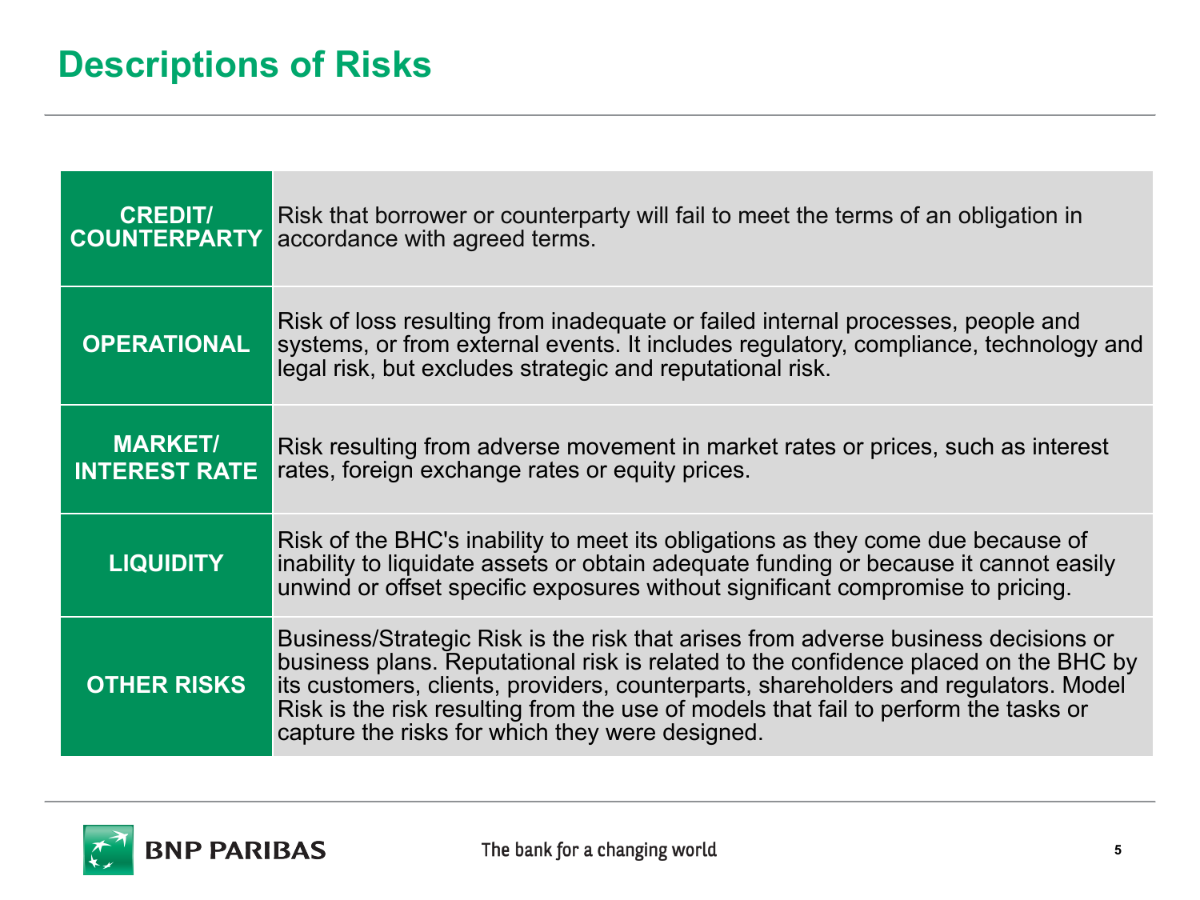# Descriptions of Risks

| | |
|---|---|
| **CREDIT/ COUNTERPARTY** | Risk that borrower or counterparty will fail to meet the terms of an obligation in accordance with agreed terms. |
| **OPERATIONAL** | Risk of loss resulting from inadequate or failed internal processes, people and systems, or from external events. It includes regulatory, compliance, technology and legal risk, but excludes strategic and reputational risk. |
| **MARKET/ INTEREST RATE** | Risk resulting from adverse movement in market rates or prices, such as interest rates, foreign exchange rates or equity prices. |
| **LIQUIDITY** | Risk of the BHC's inability to meet its obligations as they come due because of inability to liquidate assets or obtain adequate funding or because it cannot easily unwind or offset specific exposures without significant compromise to pricing. |
| **OTHER RISKS** | Business/Strategic Risk is the risk that arises from adverse business decisions or business plans. Reputational risk is related to the confidence placed on the BHC by its customers, clients, providers, counterparts, shareholders and regulators. Model Risk is the risk resulting from the use of models that fail to perform the tasks or capture the risks for which they were designed. |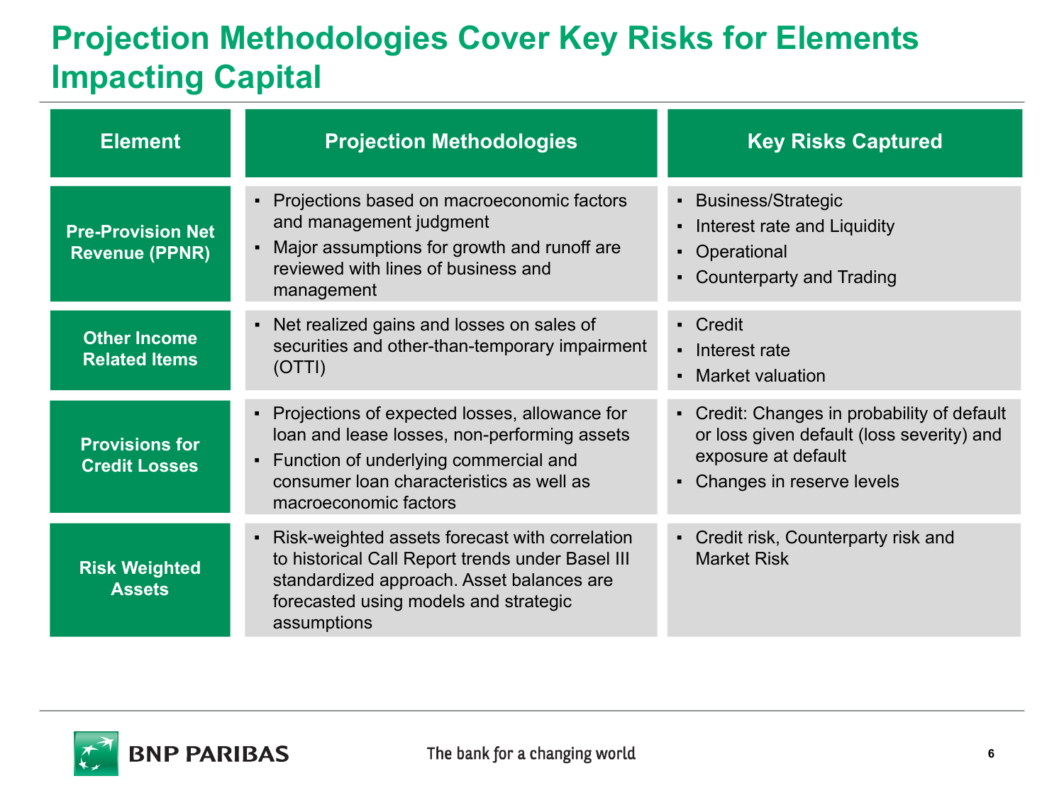# Projection Methodologies Cover Key Risks for Elements Impacting Capital

| Element | Projection Methodologies | Key Risks Captured |
|---|---|---|
| **Pre-Provision Net Revenue (PPNR)** | ▪ Projections based on macroeconomic factors and management judgment<br>▪ Major assumptions for growth and runoff are reviewed with lines of business and management | ▪ Business/Strategic<br>▪ Interest rate and Liquidity<br>▪ Operational<br>▪ Counterparty and Trading |
| **Other Income Related Items** | ▪ Net realized gains and losses on sales of securities and other-than-temporary impairment (OTTI) | ▪ Credit<br>▪ Interest rate<br>▪ Market valuation |
| **Provisions for Credit Losses** | ▪ Projections of expected losses, allowance for loan and lease losses, non-performing assets<br>▪ Function of underlying commercial and consumer loan characteristics as well as macroeconomic factors | ▪ Credit: Changes in probability of default or loss given default (loss severity) and exposure at default<br>▪ Changes in reserve levels |
| **Risk Weighted Assets** | ▪ Risk-weighted assets forecast with correlation to historical Call Report trends under Basel III standardized approach. Asset balances are forecasted using models and strategic assumptions | ▪ Credit risk, Counterparty risk and Market Risk |

BNP PARIBAS — The bank for a changing world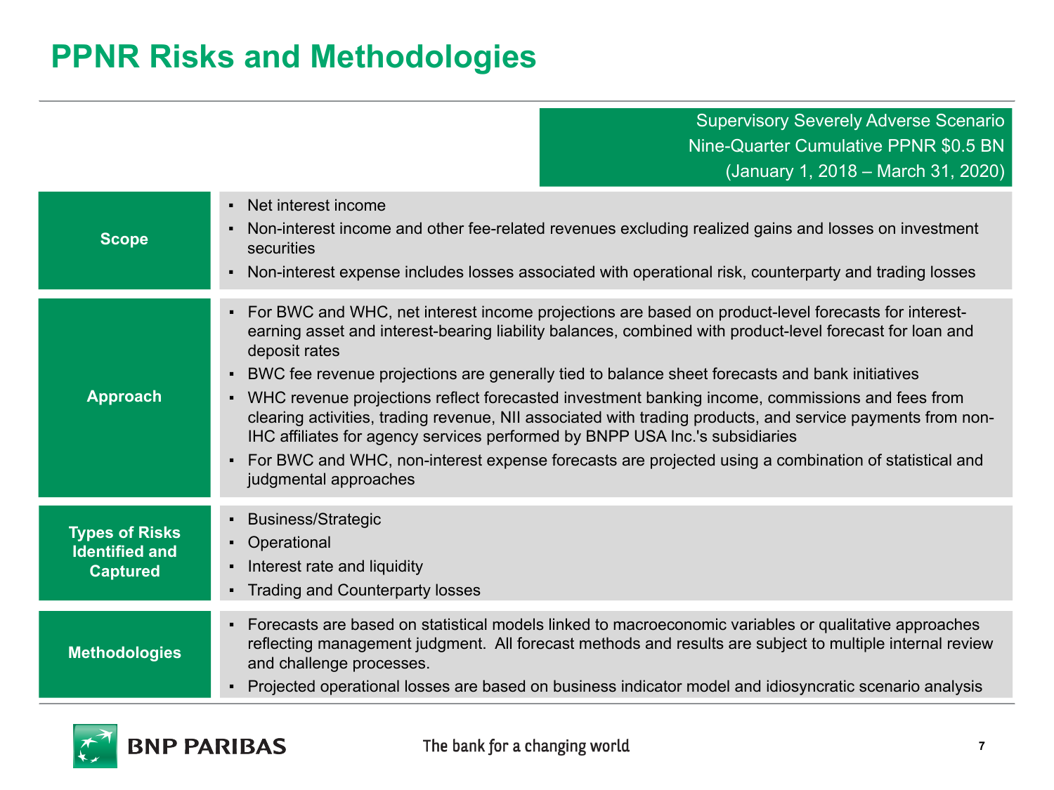# PPNR Risks and Methodologies

| | Supervisory Severely Adverse Scenario<br>Nine-Quarter Cumulative PPNR $0.5 BN<br>(January 1, 2018 – March 31, 2020) |
|---|---|
| **Scope** | ▪ Net interest income<br>▪ Non-interest income and other fee-related revenues excluding realized gains and losses on investment securities<br>▪ Non-interest expense includes losses associated with operational risk, counterparty and trading losses |
| **Approach** | ▪ For BWC and WHC, net interest income projections are based on product-level forecasts for interest-earning asset and interest-bearing liability balances, combined with product-level forecast for loan and deposit rates<br>▪ BWC fee revenue projections are generally tied to balance sheet forecasts and bank initiatives<br>▪ WHC revenue projections reflect forecasted investment banking income, commissions and fees from clearing activities, trading revenue, NII associated with trading products, and service payments from non-IHC affiliates for agency services performed by BNPP USA Inc.'s subsidiaries<br>▪ For BWC and WHC, non-interest expense forecasts are projected using a combination of statistical and judgmental approaches |
| **Types of Risks Identified and Captured** | ▪ Business/Strategic<br>▪ Operational<br>▪ Interest rate and liquidity<br>▪ Trading and Counterparty losses |
| **Methodologies** | ▪ Forecasts are based on statistical models linked to macroeconomic variables or qualitative approaches reflecting management judgment. All forecast methods and results are subject to multiple internal review and challenge processes.<br>▪ Projected operational losses are based on business indicator model and idiosyncratic scenario analysis |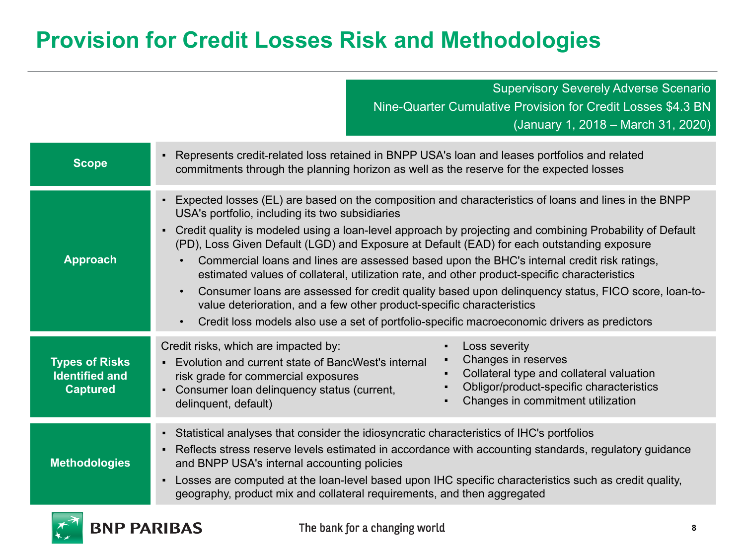# Provision for Credit Losses Risk and Methodologies

Supervisory Severely Adverse Scenario
Nine-Quarter Cumulative Provision for Credit Losses $4.3 BN
(January 1, 2018 – March 31, 2020)

| | |
|---|---|
| **Scope** | ▪ Represents credit-related loss retained in BNPP USA's loan and leases portfolios and related commitments through the planning horizon as well as the reserve for the expected losses |
| **Approach** | ▪ Expected losses (EL) are based on the composition and characteristics of loans and lines in the BNPP USA's portfolio, including its two subsidiaries<br>▪ Credit quality is modeled using a loan-level approach by projecting and combining Probability of Default (PD), Loss Given Default (LGD) and Exposure at Default (EAD) for each outstanding exposure<br>• Commercial loans and lines are assessed based upon the BHC's internal credit risk ratings, estimated values of collateral, utilization rate, and other product-specific characteristics<br>• Consumer loans are assessed for credit quality based upon delinquency status, FICO score, loan-to-value deterioration, and a few other product-specific characteristics<br>• Credit loss models also use a set of portfolio-specific macroeconomic drivers as predictors |
| **Types of Risks Identified and Captured** | Credit risks, which are impacted by:<br>▪ Evolution and current state of BancWest's internal risk grade for commercial exposures<br>▪ Consumer loan delinquency status (current, delinquent, default)<br>▪ Loss severity<br>▪ Changes in reserves<br>▪ Collateral type and collateral valuation<br>▪ Obligor/product-specific characteristics<br>▪ Changes in commitment utilization |
| **Methodologies** | ▪ Statistical analyses that consider the idiosyncratic characteristics of IHC's portfolios<br>▪ Reflects stress reserve levels estimated in accordance with accounting standards, regulatory guidance and BNPP USA's internal accounting policies<br>▪ Losses are computed at the loan-level based upon IHC specific characteristics such as credit quality, geography, product mix and collateral requirements, and then aggregated |

BNP PARIBAS — The bank for a changing world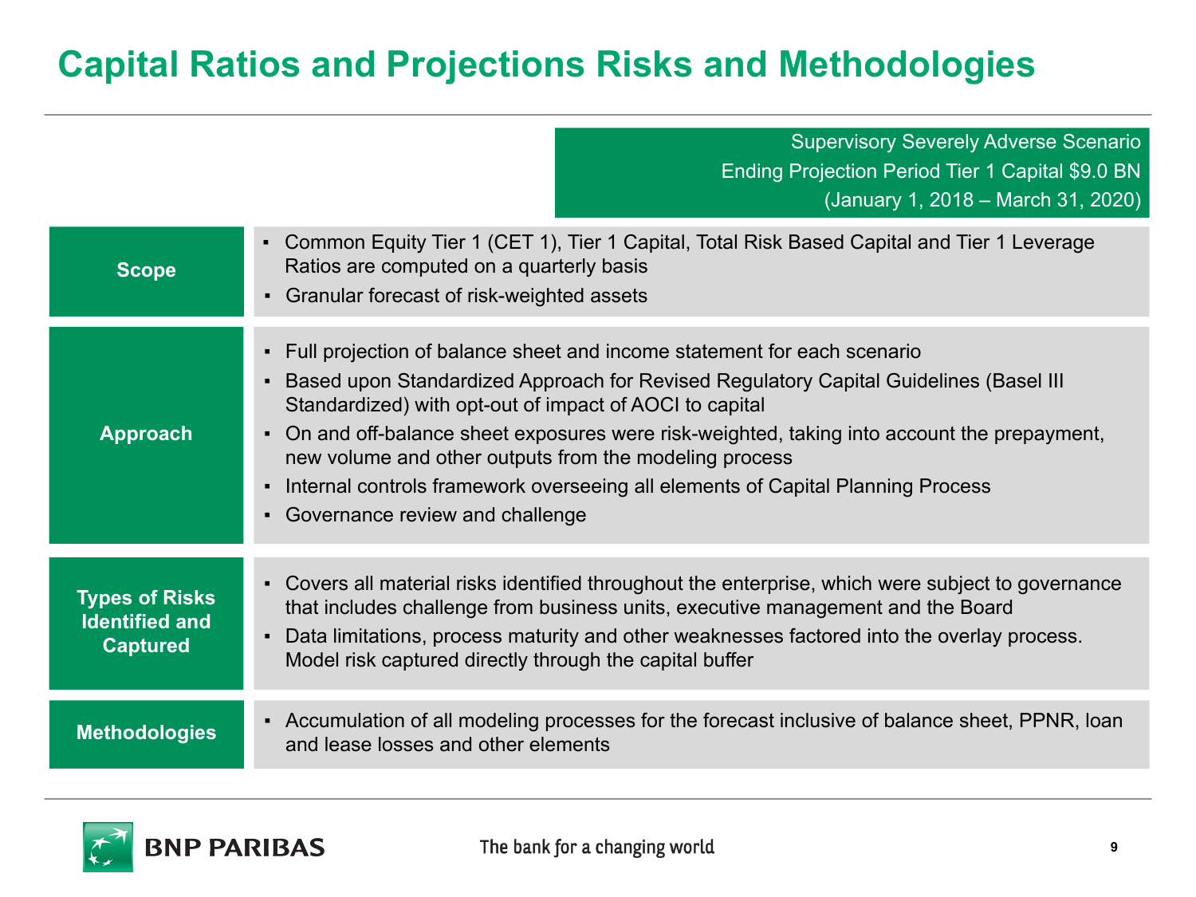# Capital Ratios and Projections Risks and Methodologies

Supervisory Severely Adverse Scenario
Ending Projection Period Tier 1 Capital $9.0 BN
(January 1, 2018 – March 31, 2020)

| | |
|---|---|
| **Scope** | ▪ Common Equity Tier 1 (CET 1), Tier 1 Capital, Total Risk Based Capital and Tier 1 Leverage Ratios are computed on a quarterly basis<br>▪ Granular forecast of risk-weighted assets |
| **Approach** | ▪ Full projection of balance sheet and income statement for each scenario<br>▪ Based upon Standardized Approach for Revised Regulatory Capital Guidelines (Basel III Standardized) with opt-out of impact of AOCI to capital<br>▪ On and off-balance sheet exposures were risk-weighted, taking into account the prepayment, new volume and other outputs from the modeling process<br>▪ Internal controls framework overseeing all elements of Capital Planning Process<br>▪ Governance review and challenge |
| **Types of Risks Identified and Captured** | ▪ Covers all material risks identified throughout the enterprise, which were subject to governance that includes challenge from business units, executive management and the Board<br>▪ Data limitations, process maturity and other weaknesses factored into the overlay process. Model risk captured directly through the capital buffer |
| **Methodologies** | ▪ Accumulation of all modeling processes for the forecast inclusive of balance sheet, PPNR, loan and lease losses and other elements |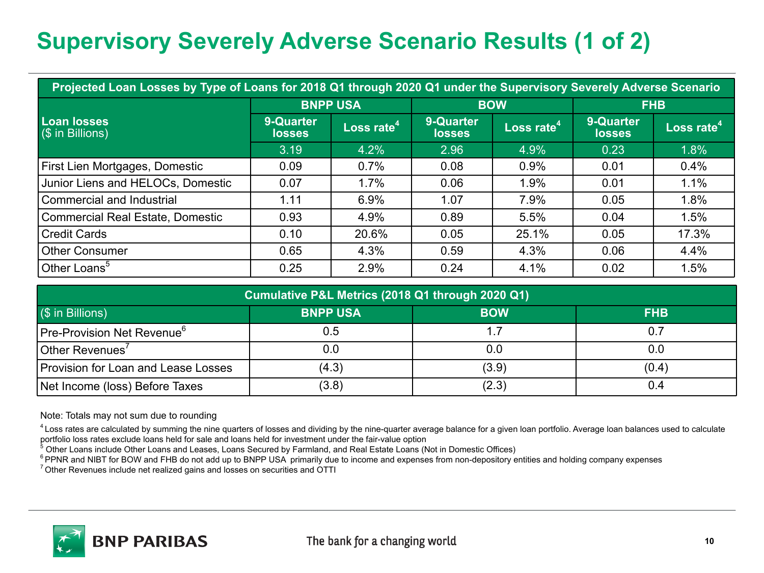# Supervisory Severely Adverse Scenario Results (1 of 2)

| Projected Loan Losses by Type of Loans for 2018 Q1 through 2020 Q1 under the Supervisory Severely Adverse Scenario | | | | | | |
|---|---|---|---|---|---|---|
| **Loan losses** ($ in Billions) | **BNPP USA** | | **BOW** | | **FHB** | |
| | **9-Quarter losses** | **Loss rate[4]** | **9-Quarter losses** | **Loss rate[4]** | **9-Quarter losses** | **Loss rate[4]** |
| | 3.19 | 4.2% | 2.96 | 4.9% | 0.23 | 1.8% |
| First Lien Mortgages, Domestic | 0.09 | 0.7% | 0.08 | 0.9% | 0.01 | 0.4% |
| Junior Liens and HELOCs, Domestic | 0.07 | 1.7% | 0.06 | 1.9% | 0.01 | 1.1% |
| Commercial and Industrial | 1.11 | 6.9% | 1.07 | 7.9% | 0.05 | 1.8% |
| Commercial Real Estate, Domestic | 0.93 | 4.9% | 0.89 | 5.5% | 0.04 | 1.5% |
| Credit Cards | 0.10 | 20.6% | 0.05 | 25.1% | 0.05 | 17.3% |
| Other Consumer | 0.65 | 4.3% | 0.59 | 4.3% | 0.06 | 4.4% |
| Other Loans[5] | 0.25 | 2.9% | 0.24 | 4.1% | 0.02 | 1.5% |

| Cumulative P&L Metrics (2018 Q1 through 2020 Q1) | | | |
|---|---|---|---|
| ($ in Billions) | **BNPP USA** | **BOW** | **FHB** |
| Pre-Provision Net Revenue[6] | 0.5 | 1.7 | 0.7 |
| Other Revenues[7] | 0.0 | 0.0 | 0.0 |
| Provision for Loan and Lease Losses | (4.3) | (3.9) | (0.4) |
| Net Income (loss) Before Taxes | (3.8) | (2.3) | 0.4 |

Note: Totals may not sum due to rounding

[4] Loss rates are calculated by summing the nine quarters of losses and dividing by the nine-quarter average balance for a given loan portfolio. Average loan balances used to calculate portfolio loss rates exclude loans held for sale and loans held for investment under the fair-value option

[5] Other Loans include Other Loans and Leases, Loans Secured by Farmland, and Real Estate Loans (Not in Domestic Offices)

[6] PPNR and NIBT for BOW and FHB do not add up to BNPP USA primarily due to income and expenses from non-depository entities and holding company expenses

[7] Other Revenues include net realized gains and losses on securities and OTTI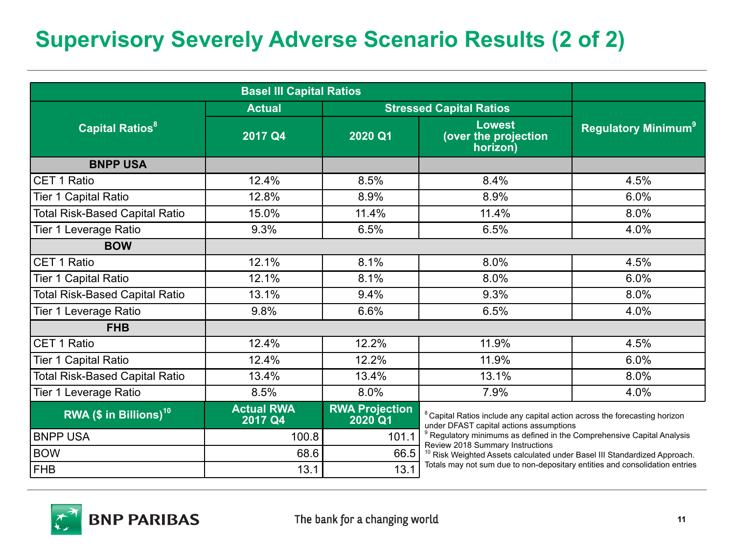# Supervisory Severely Adverse Scenario Results (2 of 2)

| Basel III Capital Ratios | | | | |
|---|---|---|---|---|
| Capital Ratios[8] | Actual | Stressed Capital Ratios | | Regulatory Minimum[9] |
| | 2017 Q4 | 2020 Q1 | Lowest (over the projection horizon) | |
| **BNPP USA** | | | | |
| CET 1 Ratio | 12.4% | 8.5% | 8.4% | 4.5% |
| Tier 1 Capital Ratio | 12.8% | 8.9% | 8.9% | 6.0% |
| Total Risk-Based Capital Ratio | 15.0% | 11.4% | 11.4% | 8.0% |
| Tier 1 Leverage Ratio | 9.3% | 6.5% | 6.5% | 4.0% |
| **BOW** | | | | |
| CET 1 Ratio | 12.1% | 8.1% | 8.0% | 4.5% |
| Tier 1 Capital Ratio | 12.1% | 8.1% | 8.0% | 6.0% |
| Total Risk-Based Capital Ratio | 13.1% | 9.4% | 9.3% | 8.0% |
| Tier 1 Leverage Ratio | 9.8% | 6.6% | 6.5% | 4.0% |
| **FHB** | | | | |
| CET 1 Ratio | 12.4% | 12.2% | 11.9% | 4.5% |
| Tier 1 Capital Ratio | 12.4% | 12.2% | 11.9% | 6.0% |
| Total Risk-Based Capital Ratio | 13.4% | 13.4% | 13.1% | 8.0% |
| Tier 1 Leverage Ratio | 8.5% | 8.0% | 7.9% | 4.0% |

| RWA ($ in Billions)[10] | Actual RWA 2017 Q4 | RWA Projection 2020 Q1 |
|---|---|---|
| BNPP USA | 100.8 | 101.1 |
| BOW | 68.6 | 66.5 |
| FHB | 13.1 | 13.1 |

[8] Capital Ratios include any capital action across the forecasting horizon under DFAST capital actions assumptions

[9] Regulatory minimums as defined in the Comprehensive Capital Analysis Review 2018 Summary Instructions

[10] Risk Weighted Assets calculated under Basel III Standardized Approach. Totals may not sum due to non-depositary entities and consolidation entries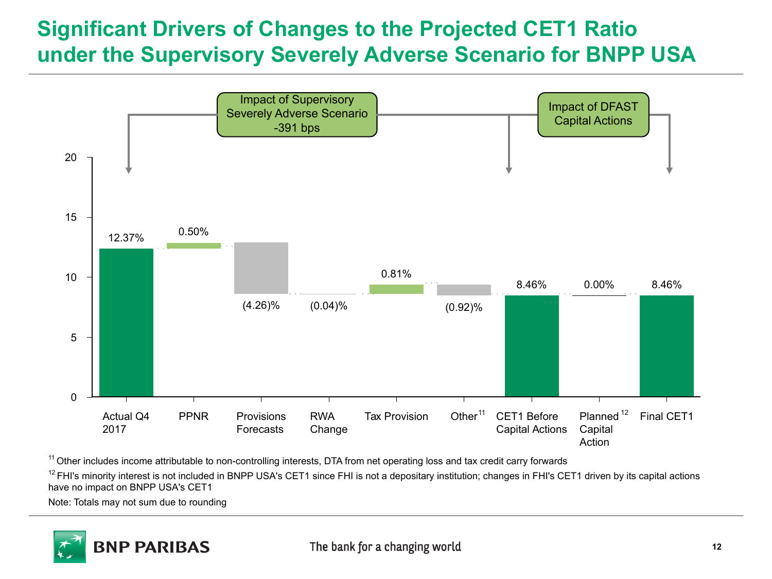# Significant Drivers of Changes to the Projected CET1 Ratio under the Supervisory Severely Adverse Scenario for BNPP USA

Impact of Supervisory Severely Adverse Scenario -391 bps

Impact of DFAST Capital Actions

| Actual Q4 2017 | PPNR | Provisions Forecasts | RWA Change | Tax Provision | Other[11] | CET1 Before Capital Actions | Planned[12] Capital Action | Final CET1 |
|---|---|---|---|---|---|---|---|---|
| 12.37% | 0.50% | (4.26)% | (0.04)% | 0.81% | (0.92)% | 8.46% | 0.00% | 8.46% |

[11] Other includes income attributable to non-controlling interests, DTA from net operating loss and tax credit carry forwards

[12] FHI's minority interest is not included in BNPP USA's CET1 since FHI is not a depositary institution; changes in FHI's CET1 driven by its capital actions have no impact on BNPP USA's CET1

Note: Totals may not sum due to rounding

The bank for a changing world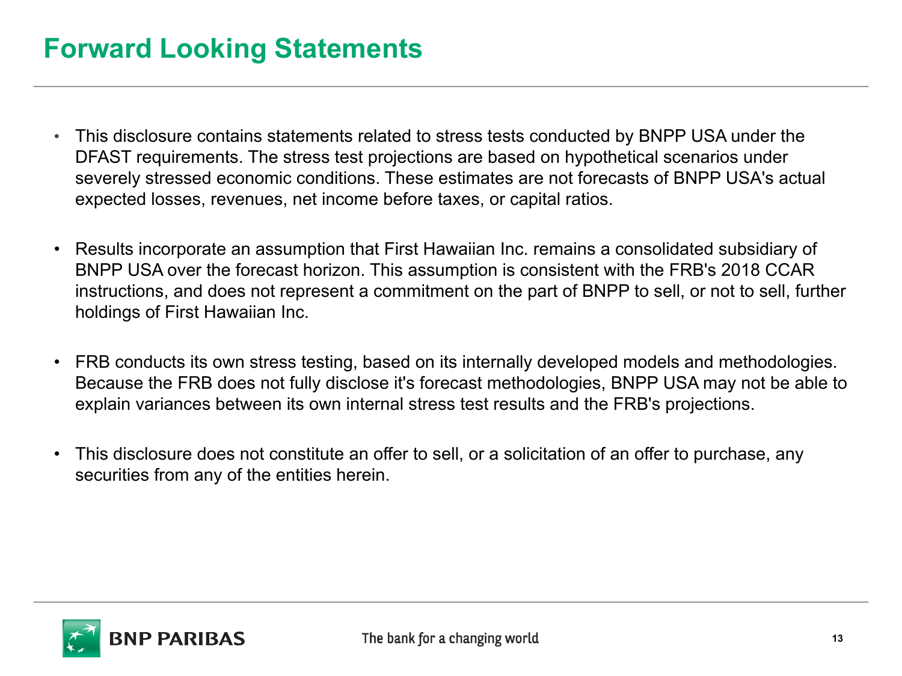# Forward Looking Statements

- This disclosure contains statements related to stress tests conducted by BNPP USA under the DFAST requirements. The stress test projections are based on hypothetical scenarios under severely stressed economic conditions. These estimates are not forecasts of BNPP USA's actual expected losses, revenues, net income before taxes, or capital ratios.

- Results incorporate an assumption that First Hawaiian Inc. remains a consolidated subsidiary of BNPP USA over the forecast horizon. This assumption is consistent with the FRB's 2018 CCAR instructions, and does not represent a commitment on the part of BNPP to sell, or not to sell, further holdings of First Hawaiian Inc.

- FRB conducts its own stress testing, based on its internally developed models and methodologies. Because the FRB does not fully disclose it's forecast methodologies, BNPP USA may not be able to explain variances between its own internal stress test results and the FRB's projections.

- This disclosure does not constitute an offer to sell, or a solicitation of an offer to purchase, any securities from any of the entities herein.

BNP PARIBAS

The bank for a changing world